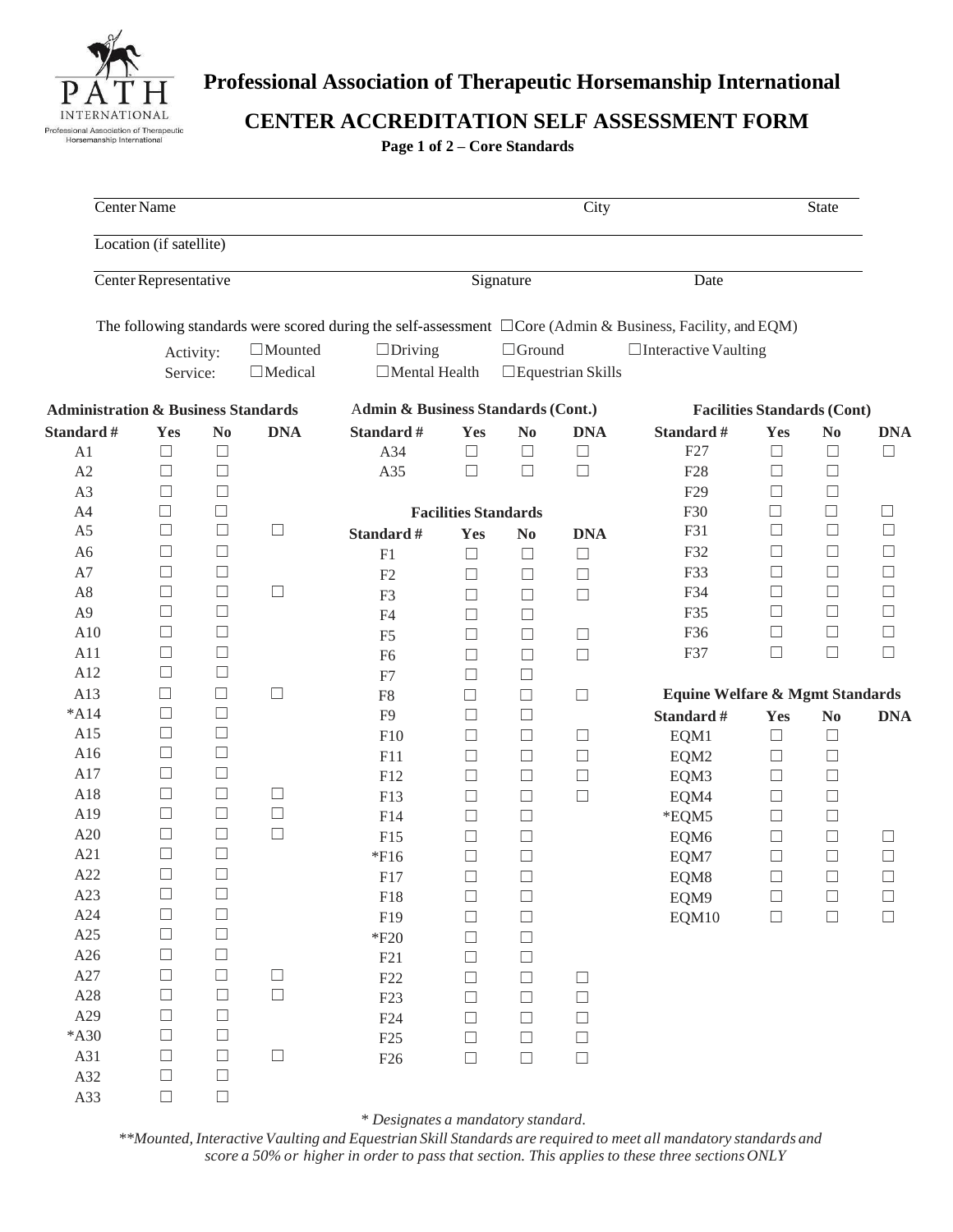# Professional Association of Therapeutic Horsemanship International

## CENTER ACCREDITATION SELF ASSESSMENT FORM

**Page 1 of 2 – Core Standards**

Center Name _______________ City _______________ State _______________

Location (if satellite) _______________

Center Representative _______________ Signature _______________ Date _______________

The following standards were scored during the self-assessment ☐Core (Admin & Business, Facility, and EQM)

Activity: ☐Mounted ☐Driving ☐Ground ☐Interactive Vaulting

Service: ☐Medical ☐Mental Health ☐Equestrian Skills

### Administration & Business Standards

| Standard # | Yes | No | DNA |
|---|---|---|---|
| A1 | ☐ | ☐ | |
| A2 | ☐ | ☐ | |
| A3 | ☐ | ☐ | |
| A4 | ☐ | ☐ | |
| A5 | ☐ | ☐ | ☐ |
| A6 | ☐ | ☐ | |
| A7 | ☐ | ☐ | |
| A8 | ☐ | ☐ | ☐ |
| A9 | ☐ | ☐ | |
| A10 | ☐ | ☐ | |
| A11 | ☐ | ☐ | |
| A12 | ☐ | ☐ | |
| A13 | ☐ | ☐ | ☐ |
| *A14 | ☐ | ☐ | |
| A15 | ☐ | ☐ | |
| A16 | ☐ | ☐ | |
| A17 | ☐ | ☐ | |
| A18 | ☐ | ☐ | ☐ |
| A19 | ☐ | ☐ | ☐ |
| A20 | ☐ | ☐ | ☐ |
| A21 | ☐ | ☐ | |
| A22 | ☐ | ☐ | |
| A23 | ☐ | ☐ | |
| A24 | ☐ | ☐ | |
| A25 | ☐ | ☐ | |
| A26 | ☐ | ☐ | |
| A27 | ☐ | ☐ | ☐ |
| A28 | ☐ | ☐ | ☐ |
| A29 | ☐ | ☐ | |
| *A30 | ☐ | ☐ | |
| A31 | ☐ | ☐ | ☐ |
| A32 | ☐ | ☐ | |
| A33 | ☐ | ☐ | |

### Admin & Business Standards (Cont.)

| Standard # | Yes | No | DNA |
|---|---|---|---|
| A34 | ☐ | ☐ | ☐ |
| A35 | ☐ | ☐ | ☐ |

### Facilities Standards

| Standard # | Yes | No | DNA |
|---|---|---|---|
| F1 | ☐ | ☐ | ☐ |
| F2 | ☐ | ☐ | ☐ |
| F3 | ☐ | ☐ | ☐ |
| F4 | ☐ | ☐ | |
| F5 | ☐ | ☐ | ☐ |
| F6 | ☐ | ☐ | ☐ |
| F7 | ☐ | ☐ | |
| F8 | ☐ | ☐ | ☐ |
| F9 | ☐ | ☐ | |
| F10 | ☐ | ☐ | ☐ |
| F11 | ☐ | ☐ | ☐ |
| F12 | ☐ | ☐ | ☐ |
| F13 | ☐ | ☐ | ☐ |
| F14 | ☐ | ☐ | |
| F15 | ☐ | ☐ | |
| *F16 | ☐ | ☐ | |
| F17 | ☐ | ☐ | |
| F18 | ☐ | ☐ | |
| F19 | ☐ | ☐ | |
| *F20 | ☐ | ☐ | |
| F21 | ☐ | ☐ | |
| F22 | ☐ | ☐ | ☐ |
| F23 | ☐ | ☐ | ☐ |
| F24 | ☐ | ☐ | ☐ |
| F25 | ☐ | ☐ | ☐ |
| F26 | ☐ | ☐ | ☐ |

### Facilities Standards (Cont)

| Standard # | Yes | No | DNA |
|---|---|---|---|
| F27 | ☐ | ☐ | ☐ |
| F28 | ☐ | ☐ | |
| F29 | ☐ | ☐ | |
| F30 | ☐ | ☐ | ☐ |
| F31 | ☐ | ☐ | ☐ |
| F32 | ☐ | ☐ | ☐ |
| F33 | ☐ | ☐ | ☐ |
| F34 | ☐ | ☐ | ☐ |
| F35 | ☐ | ☐ | ☐ |
| F36 | ☐ | ☐ | ☐ |
| F37 | ☐ | ☐ | ☐ |

### Equine Welfare & Mgmt Standards

| Standard # | Yes | No | DNA |
|---|---|---|---|
| EQM1 | ☐ | ☐ | |
| EQM2 | ☐ | ☐ | |
| EQM3 | ☐ | ☐ | |
| EQM4 | ☐ | ☐ | |
| *EQM5 | ☐ | ☐ | |
| EQM6 | ☐ | ☐ | ☐ |
| EQM7 | ☐ | ☐ | ☐ |
| EQM8 | ☐ | ☐ | ☐ |
| EQM9 | ☐ | ☐ | ☐ |
| EQM10 | ☐ | ☐ | ☐ |

*\* Designates a mandatory standard.*

*\*\*Mounted, Interactive Vaulting and Equestrian Skill Standards are required to meet all mandatory standards and score a 50% or higher in order to pass that section. This applies to these three sections ONLY*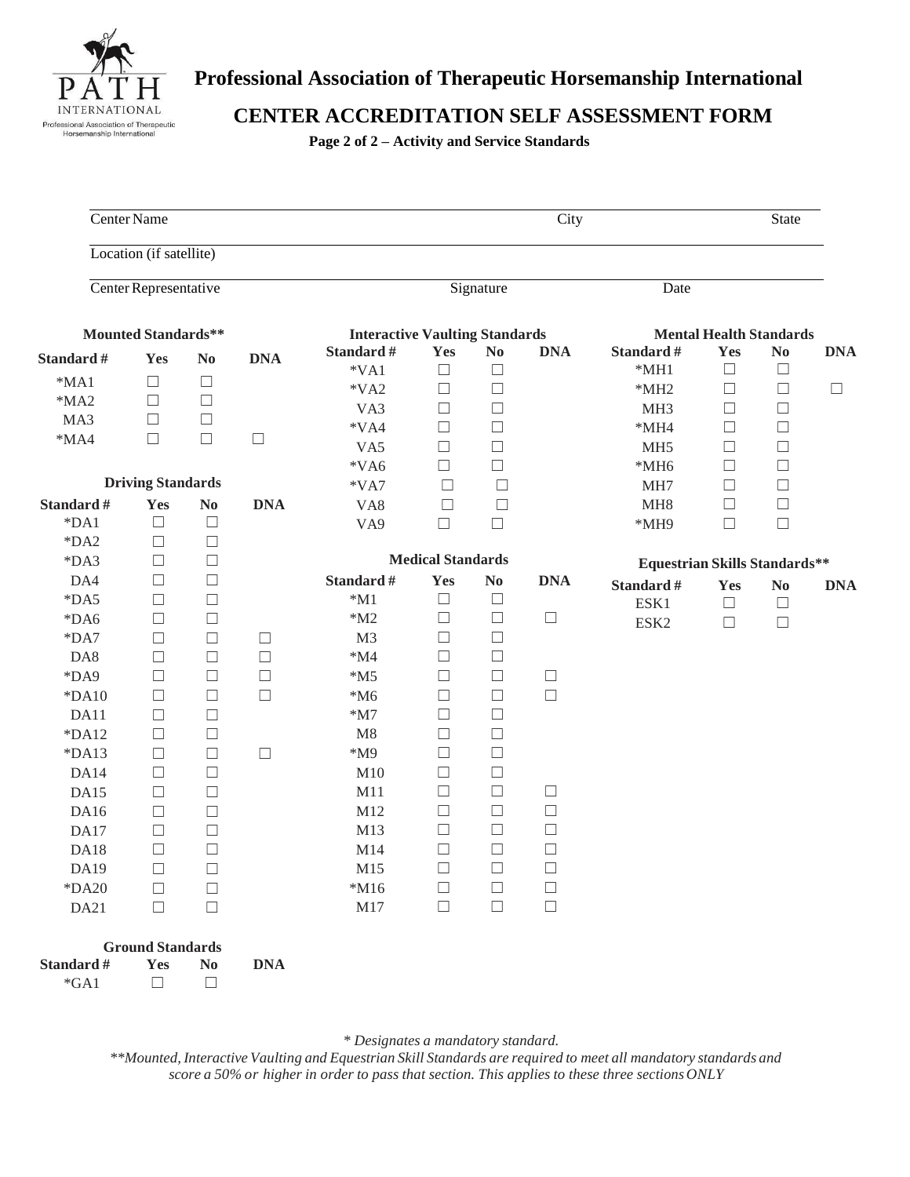# Professional Association of Therapeutic Horsemanship International

## CENTER ACCREDITATION SELF ASSESSMENT FORM

**Page 2 of 2 – Activity and Service Standards**

| Center Name | City | State |
|---|---|---|
| | | |

| Location (if satellite) |
|---|
| |

| Center Representative | Signature | Date |
|---|---|---|
| | | |

### Mounted Standards**

| Standard # | Yes | No | DNA |
|---|---|---|---|
| *MA1 | ☐ | ☐ | |
| *MA2 | ☐ | ☐ | |
| MA3 | ☐ | ☐ | |
| *MA4 | ☐ | ☐ | ☐ |

### Driving Standards

| Standard # | Yes | No | DNA |
|---|---|---|---|
| *DA1 | ☐ | ☐ | |
| *DA2 | ☐ | ☐ | |
| *DA3 | ☐ | ☐ | |
| DA4 | ☐ | ☐ | |
| *DA5 | ☐ | ☐ | |
| *DA6 | ☐ | ☐ | |
| *DA7 | ☐ | ☐ | ☐ |
| DA8 | ☐ | ☐ | ☐ |
| *DA9 | ☐ | ☐ | ☐ |
| *DA10 | ☐ | ☐ | ☐ |
| DA11 | ☐ | ☐ | |
| *DA12 | ☐ | ☐ | |
| *DA13 | ☐ | ☐ | ☐ |
| DA14 | ☐ | ☐ | |
| DA15 | ☐ | ☐ | |
| DA16 | ☐ | ☐ | |
| DA17 | ☐ | ☐ | |
| DA18 | ☐ | ☐ | |
| DA19 | ☐ | ☐ | |
| *DA20 | ☐ | ☐ | |
| DA21 | ☐ | ☐ | |

### Ground Standards

| Standard # | Yes | No | DNA |
|---|---|---|---|
| *GA1 | ☐ | ☐ | |

### Interactive Vaulting Standards

| Standard # | Yes | No | DNA |
|---|---|---|---|
| *VA1 | ☐ | ☐ | |
| *VA2 | ☐ | ☐ | |
| VA3 | ☐ | ☐ | |
| *VA4 | ☐ | ☐ | |
| VA5 | ☐ | ☐ | |
| *VA6 | ☐ | ☐ | |
| *VA7 | ☐ | ☐ | |
| VA8 | ☐ | ☐ | |
| VA9 | ☐ | ☐ | |

### Medical Standards

| Standard # | Yes | No | DNA |
|---|---|---|---|
| *M1 | ☐ | ☐ | |
| *M2 | ☐ | ☐ | ☐ |
| M3 | ☐ | ☐ | |
| *M4 | ☐ | ☐ | |
| *M5 | ☐ | ☐ | ☐ |
| *M6 | ☐ | ☐ | ☐ |
| *M7 | ☐ | ☐ | |
| M8 | ☐ | ☐ | |
| *M9 | ☐ | ☐ | |
| M10 | ☐ | ☐ | |
| M11 | ☐ | ☐ | ☐ |
| M12 | ☐ | ☐ | ☐ |
| M13 | ☐ | ☐ | ☐ |
| M14 | ☐ | ☐ | ☐ |
| M15 | ☐ | ☐ | ☐ |
| *M16 | ☐ | ☐ | ☐ |
| M17 | ☐ | ☐ | ☐ |

### Mental Health Standards

| Standard # | Yes | No | DNA |
|---|---|---|---|
| *MH1 | ☐ | ☐ | |
| *MH2 | ☐ | ☐ | ☐ |
| MH3 | ☐ | ☐ | |
| *MH4 | ☐ | ☐ | |
| MH5 | ☐ | ☐ | |
| *MH6 | ☐ | ☐ | |
| MH7 | ☐ | ☐ | |
| MH8 | ☐ | ☐ | |
| *MH9 | ☐ | ☐ | |

### Equestrian Skills Standards**

| Standard # | Yes | No | DNA |
|---|---|---|---|
| ESK1 | ☐ | ☐ | |
| ESK2 | ☐ | ☐ | |

*\* Designates a mandatory standard.*

*\*\*Mounted, Interactive Vaulting and Equestrian Skill Standards are required to meet all mandatory standards and score a 50% or higher in order to pass that section. This applies to these three sections ONLY*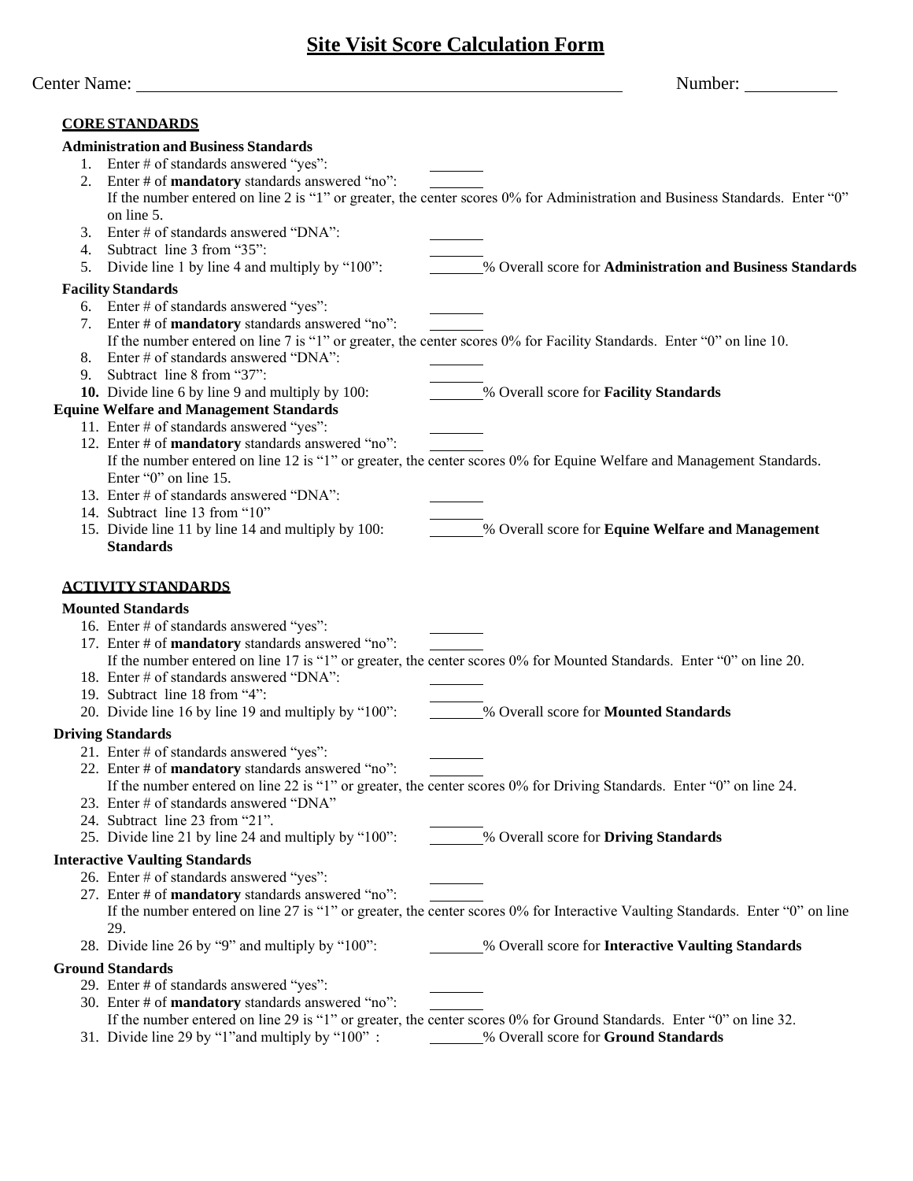# Site Visit Score Calculation Form

Center Name: ______________________________________________ Number: __________

**CORE STANDARDS**

**Administration and Business Standards**

1. Enter # of standards answered "yes": _______
2. Enter # of **mandatory** standards answered "no": _______
   If the number entered on line 2 is "1" or greater, the center scores 0% for Administration and Business Standards. Enter "0" on line 5.
3. Enter # of standards answered "DNA": _______
4. Subtract line 3 from "35": _______
5. Divide line 1 by line 4 and multiply by "100": _______% Overall score for **Administration and Business Standards**

**Facility Standards**

6. Enter # of standards answered "yes": _______
7. Enter # of **mandatory** standards answered "no": _______
   If the number entered on line 7 is "1" or greater, the center scores 0% for Facility Standards. Enter "0" on line 10.
8. Enter # of standards answered "DNA": _______
9. Subtract line 8 from "37": _______
10. **10.** Divide line 6 by line 9 and multiply by 100: _______% Overall score for **Facility Standards**

**Equine Welfare and Management Standards**

11. Enter # of standards answered "yes": _______
12. Enter # of **mandatory** standards answered "no": _______
    If the number entered on line 12 is "1" or greater, the center scores 0% for Equine Welfare and Management Standards. Enter "0" on line 15.
13. Enter # of standards answered "DNA": _______
14. Subtract line 13 from "10" _______
15. Divide line 11 by line 14 and multiply by 100: _______% Overall score for **Equine Welfare and Management Standards**

**ACTIVITY STANDARDS**

**Mounted Standards**

16. Enter # of standards answered "yes": _______
17. Enter # of **mandatory** standards answered "no": _______
    If the number entered on line 17 is "1" or greater, the center scores 0% for Mounted Standards. Enter "0" on line 20.
18. Enter # of standards answered "DNA": _______
19. Subtract line 18 from "4": _______
20. Divide line 16 by line 19 and multiply by "100": _______% Overall score for **Mounted Standards**

**Driving Standards**

21. Enter # of standards answered "yes": _______
22. Enter # of **mandatory** standards answered "no": _______
    If the number entered on line 22 is "1" or greater, the center scores 0% for Driving Standards. Enter "0" on line 24.
23. Enter # of standards answered "DNA"
24. Subtract line 23 from "21". _______
25. Divide line 21 by line 24 and multiply by "100": _______% Overall score for **Driving Standards**

**Interactive Vaulting Standards**

26. Enter # of standards answered "yes": _______
27. Enter # of **mandatory** standards answered "no": _______
    If the number entered on line 27 is "1" or greater, the center scores 0% for Interactive Vaulting Standards. Enter "0" on line 29.
28. Divide line 26 by "9" and multiply by "100": _______% Overall score for **Interactive Vaulting Standards**

**Ground Standards**

29. Enter # of standards answered "yes": _______
30. Enter # of **mandatory** standards answered "no": _______
    If the number entered on line 29 is "1" or greater, the center scores 0% for Ground Standards. Enter "0" on line 32.
31. Divide line 29 by "1"and multiply by "100" : _______% Overall score for **Ground Standards**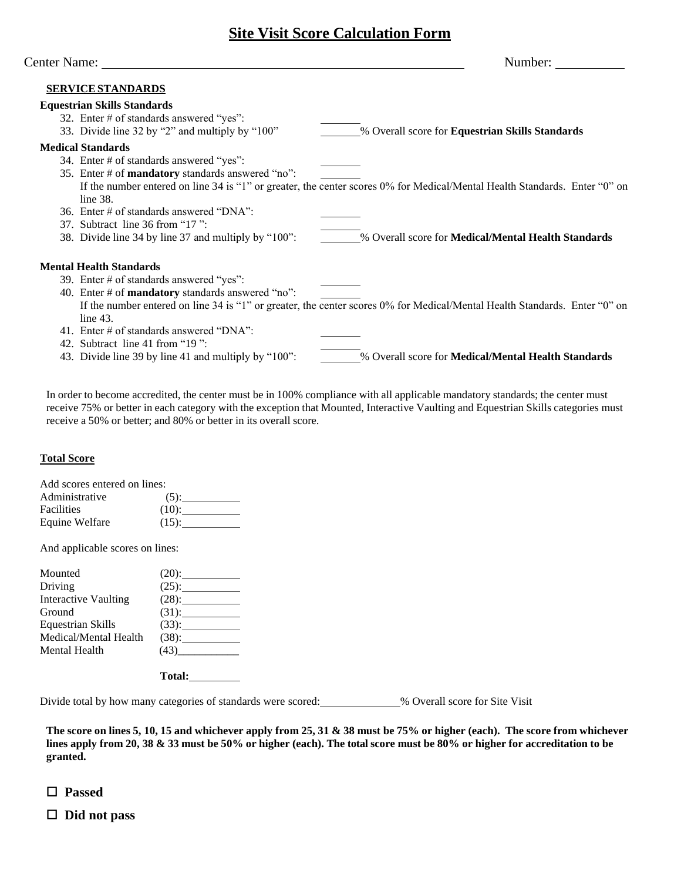# Site Visit Score Calculation Form

Center Name: \_\_\_\_\_\_\_\_\_\_\_\_\_\_\_\_\_\_\_\_\_\_\_\_\_\_\_\_\_\_\_\_\_\_\_\_\_\_\_\_ Number: \_\_\_\_\_\_\_\_\_\_

**SERVICE STANDARDS**

**Equestrian Skills Standards**

32. Enter # of standards answered "yes": \_\_\_\_\_\_\_
33. Divide line 32 by "2" and multiply by "100" \_\_\_\_\_\_\_% Overall score for **Equestrian Skills Standards**

**Medical Standards**

34. Enter # of standards answered "yes": \_\_\_\_\_\_\_
35. Enter # of **mandatory** standards answered "no": \_\_\_\_\_\_\_
    If the number entered on line 34 is "1" or greater, the center scores 0% for Medical/Mental Health Standards. Enter "0" on line 38.
36. Enter # of standards answered "DNA": \_\_\_\_\_\_\_
37. Subtract line 36 from "17 ": \_\_\_\_\_\_\_
38. Divide line 34 by line 37 and multiply by "100": \_\_\_\_\_\_\_% Overall score for **Medical/Mental Health Standards**

**Mental Health Standards**

39. Enter # of standards answered "yes": \_\_\_\_\_\_\_
40. Enter # of **mandatory** standards answered "no": \_\_\_\_\_\_\_
    If the number entered on line 34 is "1" or greater, the center scores 0% for Medical/Mental Health Standards. Enter "0" on line 43.
41. Enter # of standards answered "DNA": \_\_\_\_\_\_\_
42. Subtract line 41 from "19 ": \_\_\_\_\_\_\_
43. Divide line 39 by line 41 and multiply by "100": \_\_\_\_\_\_\_% Overall score for **Medical/Mental Health Standards**

In order to become accredited, the center must be in 100% compliance with all applicable mandatory standards; the center must receive 75% or better in each category with the exception that Mounted, Interactive Vaulting and Equestrian Skills categories must receive a 50% or better; and 80% or better in its overall score.

**Total Score**

Add scores entered on lines:

| | | |
|---|---|---|
| Administrative | (5): | \_\_\_\_\_\_\_\_\_\_ |
| Facilities | (10): | \_\_\_\_\_\_\_\_\_\_ |
| Equine Welfare | (15): | \_\_\_\_\_\_\_\_\_\_ |

And applicable scores on lines:

| | | |
|---|---|---|
| Mounted | (20): | \_\_\_\_\_\_\_\_\_\_ |
| Driving | (25): | \_\_\_\_\_\_\_\_\_\_ |
| Interactive Vaulting | (28): | \_\_\_\_\_\_\_\_\_\_ |
| Ground | (31): | \_\_\_\_\_\_\_\_\_\_ |
| Equestrian Skills | (33): | \_\_\_\_\_\_\_\_\_\_ |
| Medical/Mental Health | (38): | \_\_\_\_\_\_\_\_\_\_ |
| Mental Health | (43) | \_\_\_\_\_\_\_\_\_\_ |
| | **Total:** | \_\_\_\_\_\_\_\_\_\_ |

Divide total by how many categories of standards were scored: \_\_\_\_\_\_\_\_\_\_\_\_% Overall score for Site Visit

**The score on lines 5, 10, 15 and whichever apply from 25, 31 & 38 must be 75% or higher (each). The score from whichever lines apply from 20, 38 & 33 must be 50% or higher (each). The total score must be 80% or higher for accreditation to be granted.**

☐ **Passed**

☐ **Did not pass**